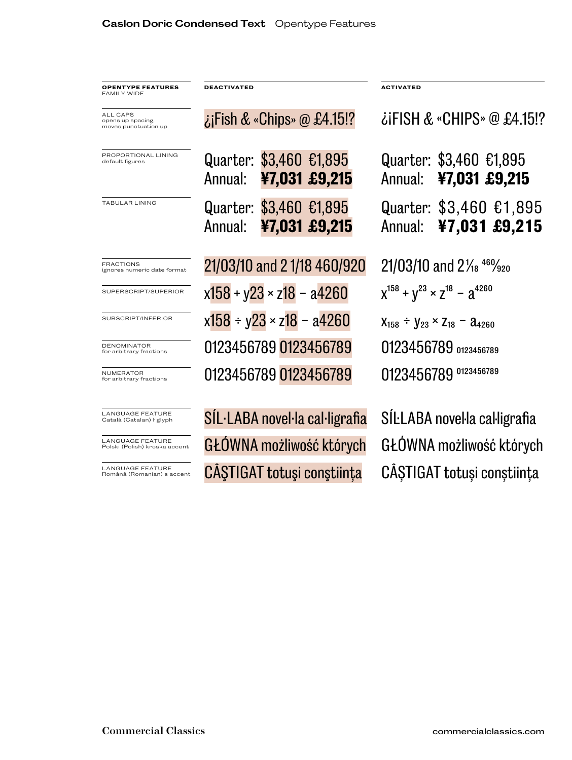**Caslon Doric Condensed Text** Opentype Features

| OPENTYPE FEATURES FAMILY WIDE | DEACTIVATED | ACTIVATED |
|---|---|---|
| ALL CAPS opens up spacing, moves punctuation up | ¿¡Fish & «Chips» @ £4.15!? | ¿¡FISH & «CHIPS» @ £4.15!? |
| PROPORTIONAL LINING default figures | Quarter: $3,460 €1,895 Annual: **¥7,031 £9,215** | Quarter: $3,460 €1,895 Annual: **¥7,031 £9,215** |
| TABULAR LINING | Quarter: $3,460 €1,895 Annual: **¥7,031 £9,215** | Quarter: $3,460 €1,895 Annual: **¥7,031 £9,215** |
| FRACTIONS ignores numeric date format | 21/03/10 and 2 1/18 460/920 | 21/03/10 and 2⅟18 460⁄920 |
| SUPERSCRIPT/SUPERIOR | x158 + y23 × z18 − a4260 | $x^{158} + y^{23} \times z^{18} - a^{4260}$ |
| SUBSCRIPT/INFERIOR | x158 ÷ y23 × z18 − a4260 | $x_{158} \div y_{23} \times z_{18} - a_{4260}$ |
| DENOMINATOR for arbitrary fractions | 0123456789 0123456789 | 0123456789 $_{0123456789}$ |
| NUMERATOR for arbitrary fractions | 0123456789 0123456789 | 0123456789 $^{0123456789}$ |
| LANGUAGE FEATURE Català (Catalan) ŀ glyph | SÍL·LABA novel·la cal·ligrafia | SÍĿLABA novel·la cal·ligrafia |
| LANGUAGE FEATURE Polski (Polish) kreska accent | GŁÓWNA możliwość których | GŁÓWNA możliwość których |
| LANGUAGE FEATURE Română (Romanian) s accent | CÂŞTIGAT totuşi conştiinţa | CÂȘTIGAT totuși conștiința |

**Commercial Classics** commercialclassics.com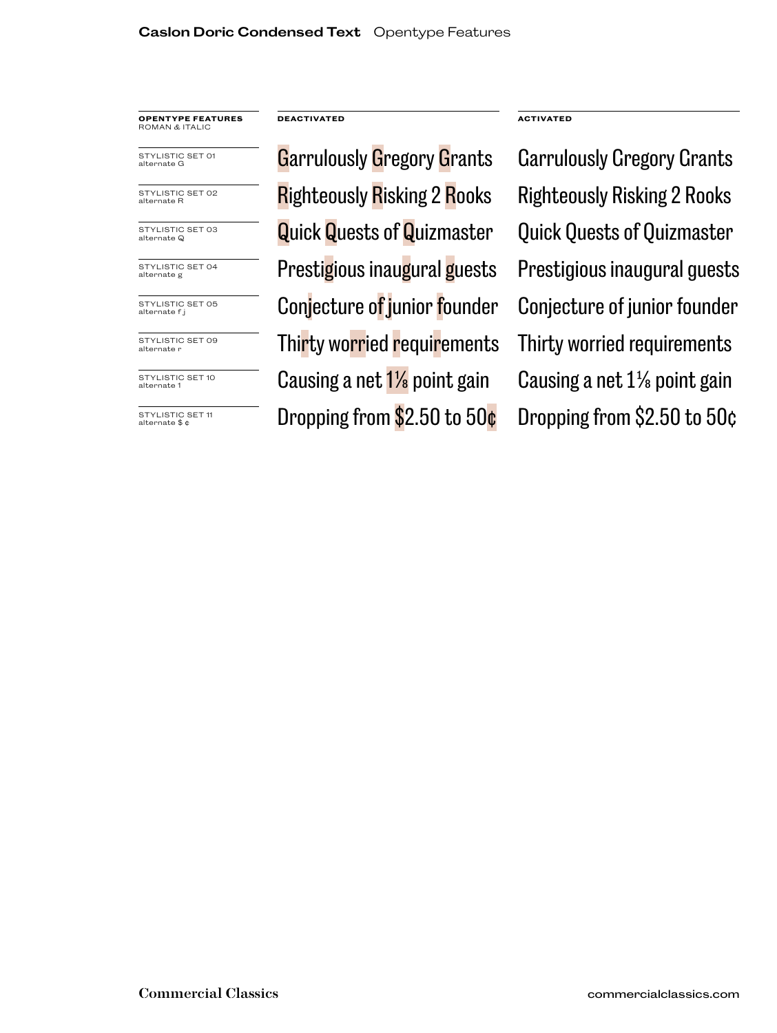**Caslon Doric Condensed Text** Opentype Features

| OPENTYPE FEATURES ROMAN & ITALIC | DEACTIVATED | ACTIVATED |
| --- | --- | --- |
| STYLISTIC SET 01 alternate G | Garrulously Gregory Grants | Garrulously Gregory Grants |
| STYLISTIC SET 02 alternate R | Righteously Risking 2 Rooks | Righteously Risking 2 Rooks |
| STYLISTIC SET 03 alternate Q | Quick Quests of Quizmaster | Quick Quests of Quizmaster |
| STYLISTIC SET 04 alternate g | Prestigious inaugural guests | Prestigious inaugural guests |
| STYLISTIC SET 05 alternate f j | Conjecture of junior founder | Conjecture of junior founder |
| STYLISTIC SET 09 alternate r | Thirty worried requirements | Thirty worried requirements |
| STYLISTIC SET 10 alternate 1 | Causing a net 1⅛ point gain | Causing a net 1⅛ point gain |
| STYLISTIC SET 11 alternate $ ¢ | Dropping from $2.50 to 50¢ | Dropping from $2.50 to 50¢ |

Commercial Classics commercialclassics.com